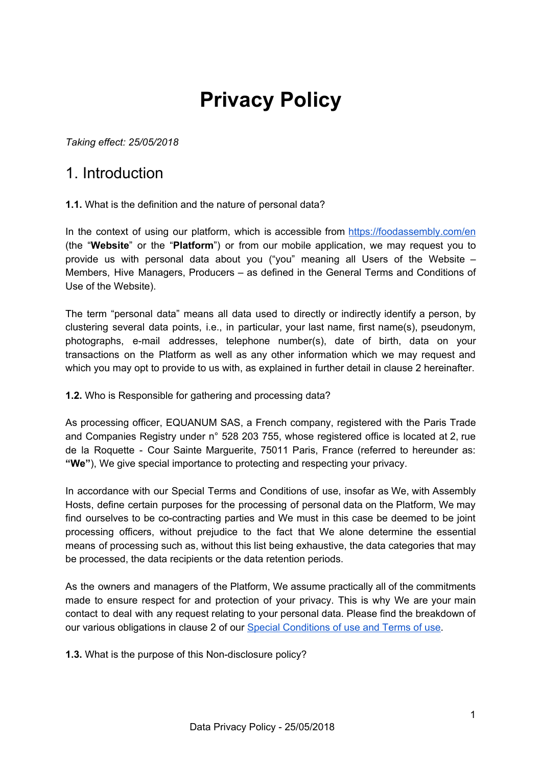# Privacy Policy

*Taking effect: 25/05/2018*

## 1. Introduction

**1.1.** What is the definition and the nature of personal data?

In the context of using our platform, which is accessible from [https://foodassembly.com/en](https://foodassembly.com/en) (the "**Website**" or the "**Platform**") or from our mobile application, we may request you to provide us with personal data about you ("you" meaning all Users of the Website – Members, Hive Managers, Producers – as defined in the General Terms and Conditions of Use of the Website).

The term "personal data" means all data used to directly or indirectly identify a person, by clustering several data points, i.e., in particular, your last name, first name(s), pseudonym, photographs, e-mail addresses, telephone number(s), date of birth, data on your transactions on the Platform as well as any other information which we may request and which you may opt to provide to us with, as explained in further detail in clause 2 hereinafter.

**1.2.** Who is Responsible for gathering and processing data?

As processing officer, EQUANUM SAS, a French company, registered with the Paris Trade and Companies Registry under n° 528 203 755, whose registered office is located at 2, rue de la Roquette - Cour Sainte Marguerite, 75011 Paris, France (referred to hereunder as: **"We"**), We give special importance to protecting and respecting your privacy.

In accordance with our Special Terms and Conditions of use, insofar as We, with Assembly Hosts, define certain purposes for the processing of personal data on the Platform, We may find ourselves to be co-contracting parties and We must in this case be deemed to be joint processing officers, without prejudice to the fact that We alone determine the essential means of processing such as, without this list being exhaustive, the data categories that may be processed, the data recipients or the data retention periods.

As the owners and managers of the Platform, We assume practically all of the commitments made to ensure respect for and protection of your privacy. This is why We are your main contact to deal with any request relating to your personal data. Please find the breakdown of our various obligations in clause 2 of our [Special Conditions of use and Terms of use](Special Conditions of use and Terms of use).

**1.3.** What is the purpose of this Non-disclosure policy?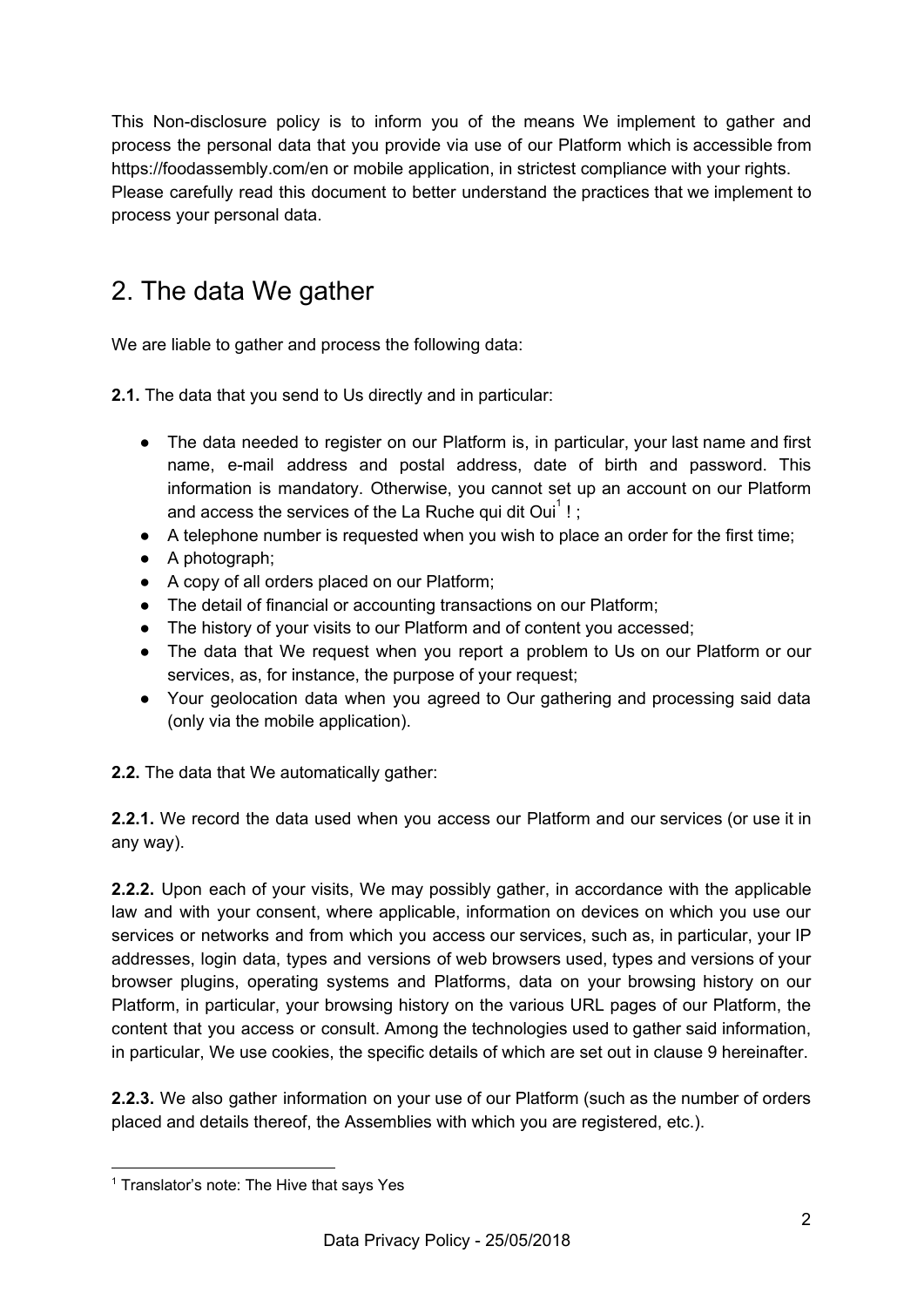This Non-disclosure policy is to inform you of the means We implement to gather and process the personal data that you provide via use of our Platform which is accessible from https://foodassembly.com/en or mobile application, in strictest compliance with your rights.
Please carefully read this document to better understand the practices that we implement to process your personal data.

## 2. The data We gather

We are liable to gather and process the following data:

**2.1.** The data that you send to Us directly and in particular:

- The data needed to register on our Platform is, in particular, your last name and first name, e-mail address and postal address, date of birth and password. This information is mandatory. Otherwise, you cannot set up an account on our Platform and access the services of the La Ruche qui dit Oui[1] ! ;
- A telephone number is requested when you wish to place an order for the first time;
- A photograph;
- A copy of all orders placed on our Platform;
- The detail of financial or accounting transactions on our Platform;
- The history of your visits to our Platform and of content you accessed;
- The data that We request when you report a problem to Us on our Platform or our services, as, for instance, the purpose of your request;
- Your geolocation data when you agreed to Our gathering and processing said data (only via the mobile application).

**2.2.** The data that We automatically gather:

**2.2.1.** We record the data used when you access our Platform and our services (or use it in any way).

**2.2.2.** Upon each of your visits, We may possibly gather, in accordance with the applicable law and with your consent, where applicable, information on devices on which you use our services or networks and from which you access our services, such as, in particular, your IP addresses, login data, types and versions of web browsers used, types and versions of your browser plugins, operating systems and Platforms, data on your browsing history on our Platform, in particular, your browsing history on the various URL pages of our Platform, the content that you access or consult. Among the technologies used to gather said information, in particular, We use cookies, the specific details of which are set out in clause 9 hereinafter.

**2.2.3.** We also gather information on your use of our Platform (such as the number of orders placed and details thereof, the Assemblies with which you are registered, etc.).

[1] Translator's note: The Hive that says Yes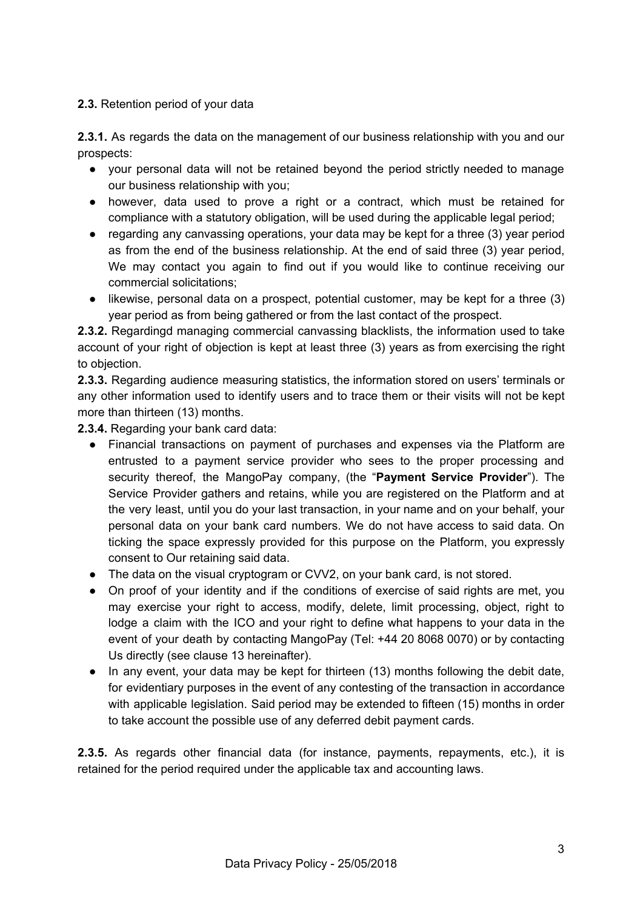**2.3.** Retention period of your data

**2.3.1.** As regards the data on the management of our business relationship with you and our prospects:

- your personal data will not be retained beyond the period strictly needed to manage our business relationship with you;
- however, data used to prove a right or a contract, which must be retained for compliance with a statutory obligation, will be used during the applicable legal period;
- regarding any canvassing operations, your data may be kept for a three (3) year period as from the end of the business relationship. At the end of said three (3) year period, We may contact you again to find out if you would like to continue receiving our commercial solicitations;
- likewise, personal data on a prospect, potential customer, may be kept for a three (3) year period as from being gathered or from the last contact of the prospect.

**2.3.2.** Regardingd managing commercial canvassing blacklists, the information used to take account of your right of objection is kept at least three (3) years as from exercising the right to objection.

**2.3.3.** Regarding audience measuring statistics, the information stored on users' terminals or any other information used to identify users and to trace them or their visits will not be kept more than thirteen (13) months.

**2.3.4.** Regarding your bank card data:

- Financial transactions on payment of purchases and expenses via the Platform are entrusted to a payment service provider who sees to the proper processing and security thereof, the MangoPay company, (the "**Payment Service Provider**"). The Service Provider gathers and retains, while you are registered on the Platform and at the very least, until you do your last transaction, in your name and on your behalf, your personal data on your bank card numbers. We do not have access to said data. On ticking the space expressly provided for this purpose on the Platform, you expressly consent to Our retaining said data.
- The data on the visual cryptogram or CVV2, on your bank card, is not stored.
- On proof of your identity and if the conditions of exercise of said rights are met, you may exercise your right to access, modify, delete, limit processing, object, right to lodge a claim with the ICO and your right to define what happens to your data in the event of your death by contacting MangoPay (Tel: +44 20 8068 0070) or by contacting Us directly (see clause 13 hereinafter).
- In any event, your data may be kept for thirteen (13) months following the debit date, for evidentiary purposes in the event of any contesting of the transaction in accordance with applicable legislation. Said period may be extended to fifteen (15) months in order to take account the possible use of any deferred debit payment cards.

**2.3.5.** As regards other financial data (for instance, payments, repayments, etc.), it is retained for the period required under the applicable tax and accounting laws.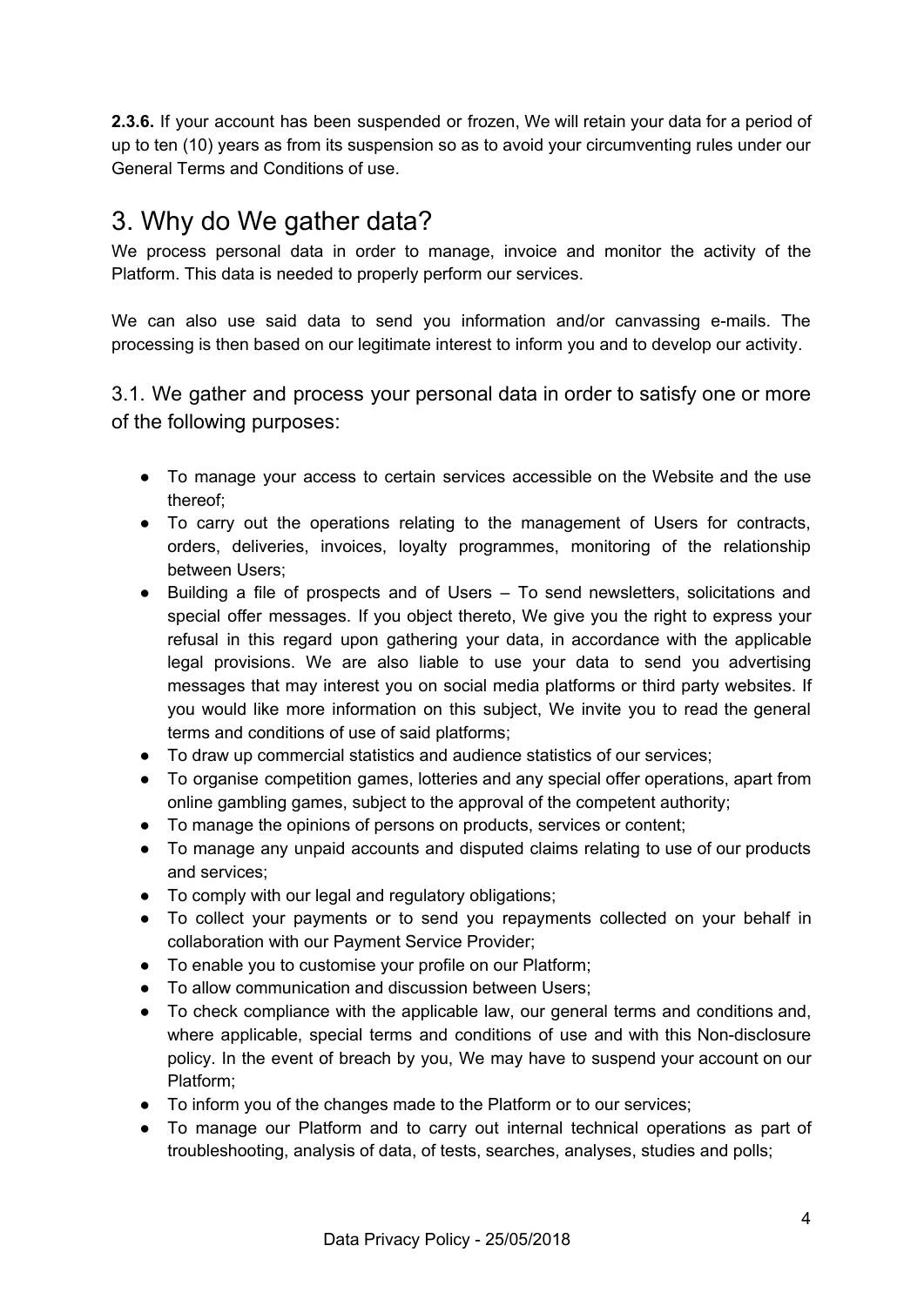**2.3.6.** If your account has been suspended or frozen, We will retain your data for a period of up to ten (10) years as from its suspension so as to avoid your circumventing rules under our General Terms and Conditions of use.

# 3. Why do We gather data?

We process personal data in order to manage, invoice and monitor the activity of the Platform. This data is needed to properly perform our services.

We can also use said data to send you information and/or canvassing e-mails. The processing is then based on our legitimate interest to inform you and to develop our activity.

## 3.1. We gather and process your personal data in order to satisfy one or more of the following purposes:

- To manage your access to certain services accessible on the Website and the use thereof;
- To carry out the operations relating to the management of Users for contracts, orders, deliveries, invoices, loyalty programmes, monitoring of the relationship between Users;
- Building a file of prospects and of Users – To send newsletters, solicitations and special offer messages. If you object thereto, We give you the right to express your refusal in this regard upon gathering your data, in accordance with the applicable legal provisions. We are also liable to use your data to send you advertising messages that may interest you on social media platforms or third party websites. If you would like more information on this subject, We invite you to read the general terms and conditions of use of said platforms;
- To draw up commercial statistics and audience statistics of our services;
- To organise competition games, lotteries and any special offer operations, apart from online gambling games, subject to the approval of the competent authority;
- To manage the opinions of persons on products, services or content;
- To manage any unpaid accounts and disputed claims relating to use of our products and services;
- To comply with our legal and regulatory obligations;
- To collect your payments or to send you repayments collected on your behalf in collaboration with our Payment Service Provider;
- To enable you to customise your profile on our Platform;
- To allow communication and discussion between Users;
- To check compliance with the applicable law, our general terms and conditions and, where applicable, special terms and conditions of use and with this Non-disclosure policy. In the event of breach by you, We may have to suspend your account on our Platform;
- To inform you of the changes made to the Platform or to our services;
- To manage our Platform and to carry out internal technical operations as part of troubleshooting, analysis of data, of tests, searches, analyses, studies and polls;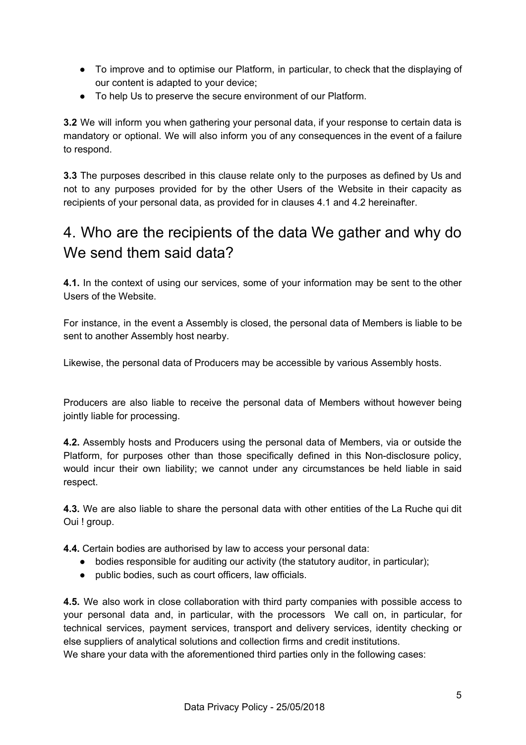- To improve and to optimise our Platform, in particular, to check that the displaying of our content is adapted to your device;
- To help Us to preserve the secure environment of our Platform.

**3.2** We will inform you when gathering your personal data, if your response to certain data is mandatory or optional. We will also inform you of any consequences in the event of a failure to respond.

**3.3** The purposes described in this clause relate only to the purposes as defined by Us and not to any purposes provided for by the other Users of the Website in their capacity as recipients of your personal data, as provided for in clauses 4.1 and 4.2 hereinafter.

# 4. Who are the recipients of the data We gather and why do We send them said data?

**4.1.** In the context of using our services, some of your information may be sent to the other Users of the Website.

For instance, in the event a Assembly is closed, the personal data of Members is liable to be sent to another Assembly host nearby.

Likewise, the personal data of Producers may be accessible by various Assembly hosts.

Producers are also liable to receive the personal data of Members without however being jointly liable for processing.

**4.2.** Assembly hosts and Producers using the personal data of Members, via or outside the Platform, for purposes other than those specifically defined in this Non-disclosure policy, would incur their own liability; we cannot under any circumstances be held liable in said respect.

**4.3.** We are also liable to share the personal data with other entities of the La Ruche qui dit Oui ! group.

**4.4.** Certain bodies are authorised by law to access your personal data:

- bodies responsible for auditing our activity (the statutory auditor, in particular);
- public bodies, such as court officers, law officials.

**4.5.** We also work in close collaboration with third party companies with possible access to your personal data and, in particular, with the processors We call on, in particular, for technical services, payment services, transport and delivery services, identity checking or else suppliers of analytical solutions and collection firms and credit institutions.
We share your data with the aforementioned third parties only in the following cases: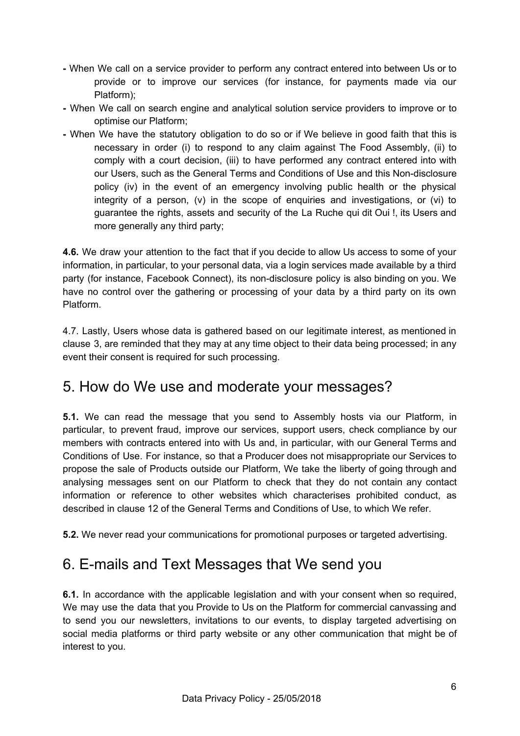- When We call on a service provider to perform any contract entered into between Us or to provide or to improve our services (for instance, for payments made via our Platform);
- When We call on search engine and analytical solution service providers to improve or to optimise our Platform;
- When We have the statutory obligation to do so or if We believe in good faith that this is necessary in order (i) to respond to any claim against The Food Assembly, (ii) to comply with a court decision, (iii) to have performed any contract entered into with our Users, such as the General Terms and Conditions of Use and this Non-disclosure policy (iv) in the event of an emergency involving public health or the physical integrity of a person, (v) in the scope of enquiries and investigations, or (vi) to guarantee the rights, assets and security of the La Ruche qui dit Oui !, its Users and more generally any third party;

**4.6.** We draw your attention to the fact that if you decide to allow Us access to some of your information, in particular, to your personal data, via a login services made available by a third party (for instance, Facebook Connect), its non-disclosure policy is also binding on you. We have no control over the gathering or processing of your data by a third party on its own Platform.

4.7. Lastly, Users whose data is gathered based on our legitimate interest, as mentioned in clause 3, are reminded that they may at any time object to their data being processed; in any event their consent is required for such processing.

## 5. How do We use and moderate your messages?

**5.1.** We can read the message that you send to Assembly hosts via our Platform, in particular, to prevent fraud, improve our services, support users, check compliance by our members with contracts entered into with Us and, in particular, with our General Terms and Conditions of Use. For instance, so that a Producer does not misappropriate our Services to propose the sale of Products outside our Platform, We take the liberty of going through and analysing messages sent on our Platform to check that they do not contain any contact information or reference to other websites which characterises prohibited conduct, as described in clause 12 of the General Terms and Conditions of Use, to which We refer.

**5.2.** We never read your communications for promotional purposes or targeted advertising.

## 6. E-mails and Text Messages that We send you

**6.1.** In accordance with the applicable legislation and with your consent when so required, We may use the data that you Provide to Us on the Platform for commercial canvassing and to send you our newsletters, invitations to our events, to display targeted advertising on social media platforms or third party website or any other communication that might be of interest to you.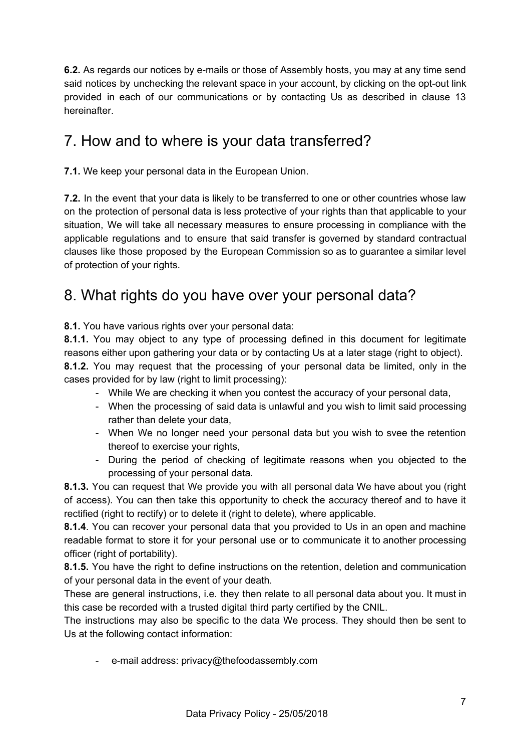**6.2.** As regards our notices by e-mails or those of Assembly hosts, you may at any time send said notices by unchecking the relevant space in your account, by clicking on the opt-out link provided in each of our communications or by contacting Us as described in clause 13 hereinafter.

## 7. How and to where is your data transferred?

**7.1.** We keep your personal data in the European Union.

**7.2.** In the event that your data is likely to be transferred to one or other countries whose law on the protection of personal data is less protective of your rights than that applicable to your situation, We will take all necessary measures to ensure processing in compliance with the applicable regulations and to ensure that said transfer is governed by standard contractual clauses like those proposed by the European Commission so as to guarantee a similar level of protection of your rights.

## 8. What rights do you have over your personal data?

**8.1.** You have various rights over your personal data:

**8.1.1.** You may object to any type of processing defined in this document for legitimate reasons either upon gathering your data or by contacting Us at a later stage (right to object).

**8.1.2.** You may request that the processing of your personal data be limited, only in the cases provided for by law (right to limit processing):

- While We are checking it when you contest the accuracy of your personal data,
- When the processing of said data is unlawful and you wish to limit said processing rather than delete your data,
- When We no longer need your personal data but you wish to svee the retention thereof to exercise your rights,
- During the period of checking of legitimate reasons when you objected to the processing of your personal data.

**8.1.3.** You can request that We provide you with all personal data We have about you (right of access). You can then take this opportunity to check the accuracy thereof and to have it rectified (right to rectify) or to delete it (right to delete), where applicable.

**8.1.4**. You can recover your personal data that you provided to Us in an open and machine readable format to store it for your personal use or to communicate it to another processing officer (right of portability).

**8.1.5.** You have the right to define instructions on the retention, deletion and communication of your personal data in the event of your death.

These are general instructions, i.e. they then relate to all personal data about you. It must in this case be recorded with a trusted digital third party certified by the CNIL.

The instructions may also be specific to the data We process. They should then be sent to Us at the following contact information:

- e-mail address: privacy@thefoodassembly.com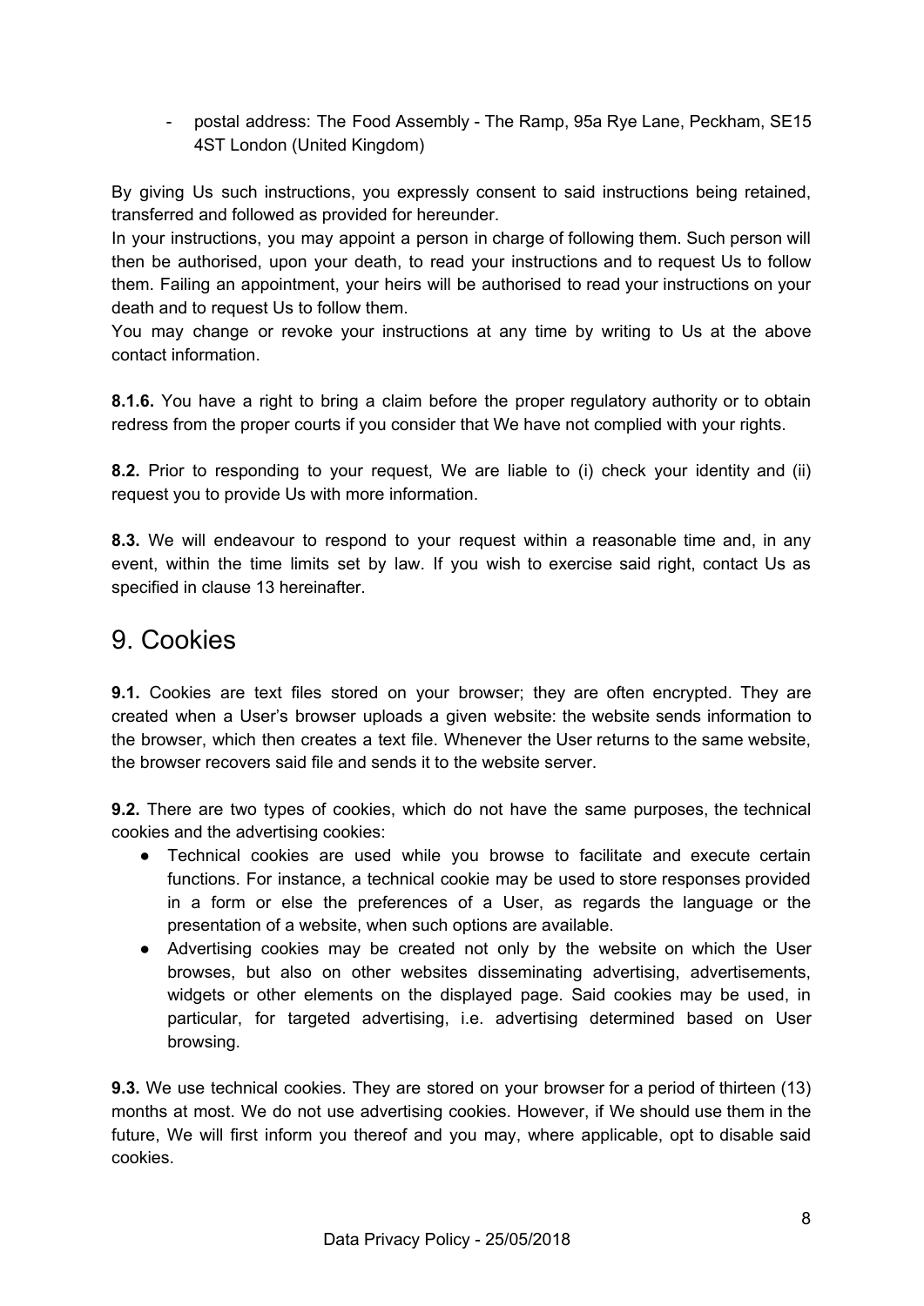- postal address: The Food Assembly - The Ramp, 95a Rye Lane, Peckham, SE15 4ST London (United Kingdom)

By giving Us such instructions, you expressly consent to said instructions being retained, transferred and followed as provided for hereunder.

In your instructions, you may appoint a person in charge of following them. Such person will then be authorised, upon your death, to read your instructions and to request Us to follow them. Failing an appointment, your heirs will be authorised to read your instructions on your death and to request Us to follow them.

You may change or revoke your instructions at any time by writing to Us at the above contact information.

**8.1.6.** You have a right to bring a claim before the proper regulatory authority or to obtain redress from the proper courts if you consider that We have not complied with your rights.

**8.2.** Prior to responding to your request, We are liable to (i) check your identity and (ii) request you to provide Us with more information.

**8.3.** We will endeavour to respond to your request within a reasonable time and, in any event, within the time limits set by law. If you wish to exercise said right, contact Us as specified in clause 13 hereinafter.

# 9. Cookies

**9.1.** Cookies are text files stored on your browser; they are often encrypted. They are created when a User's browser uploads a given website: the website sends information to the browser, which then creates a text file. Whenever the User returns to the same website, the browser recovers said file and sends it to the website server.

**9.2.** There are two types of cookies, which do not have the same purposes, the technical cookies and the advertising cookies:

- Technical cookies are used while you browse to facilitate and execute certain functions. For instance, a technical cookie may be used to store responses provided in a form or else the preferences of a User, as regards the language or the presentation of a website, when such options are available.
- Advertising cookies may be created not only by the website on which the User browses, but also on other websites disseminating advertising, advertisements, widgets or other elements on the displayed page. Said cookies may be used, in particular, for targeted advertising, i.e. advertising determined based on User browsing.

**9.3.** We use technical cookies. They are stored on your browser for a period of thirteen (13) months at most. We do not use advertising cookies. However, if We should use them in the future, We will first inform you thereof and you may, where applicable, opt to disable said cookies.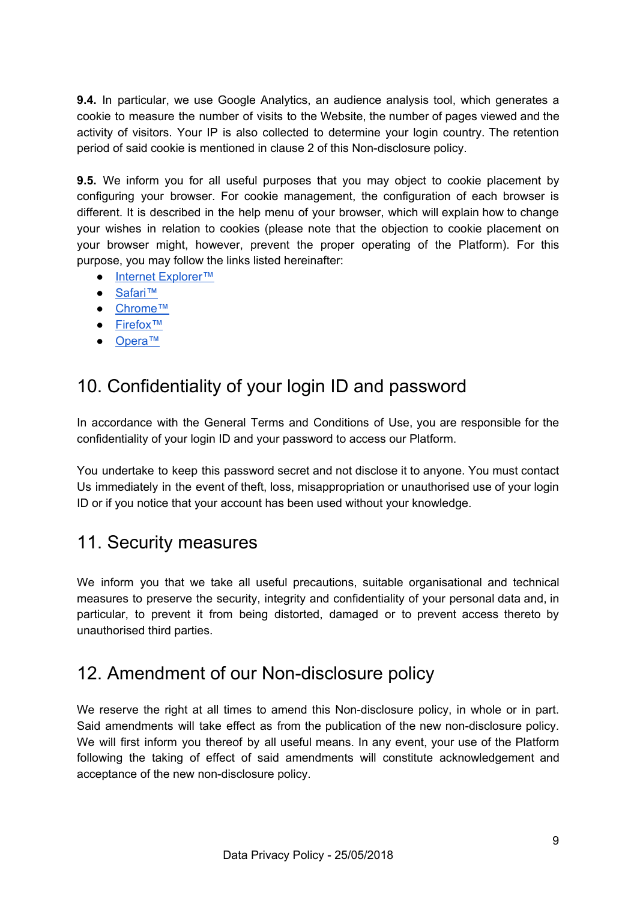**9.4.** In particular, we use Google Analytics, an audience analysis tool, which generates a cookie to measure the number of visits to the Website, the number of pages viewed and the activity of visitors. Your IP is also collected to determine your login country. The retention period of said cookie is mentioned in clause 2 of this Non-disclosure policy.

**9.5.** We inform you for all useful purposes that you may object to cookie placement by configuring your browser. For cookie management, the configuration of each browser is different. It is described in the help menu of your browser, which will explain how to change your wishes in relation to cookies (please note that the objection to cookie placement on your browser might, however, prevent the proper operating of the Platform). For this purpose, you may follow the links listed hereinafter:

- Internet Explorer™
- Safari™
- Chrome™
- Firefox™
- Opera™

## 10. Confidentiality of your login ID and password

In accordance with the General Terms and Conditions of Use, you are responsible for the confidentiality of your login ID and your password to access our Platform.

You undertake to keep this password secret and not disclose it to anyone. You must contact Us immediately in the event of theft, loss, misappropriation or unauthorised use of your login ID or if you notice that your account has been used without your knowledge.

## 11. Security measures

We inform you that we take all useful precautions, suitable organisational and technical measures to preserve the security, integrity and confidentiality of your personal data and, in particular, to prevent it from being distorted, damaged or to prevent access thereto by unauthorised third parties.

## 12. Amendment of our Non-disclosure policy

We reserve the right at all times to amend this Non-disclosure policy, in whole or in part. Said amendments will take effect as from the publication of the new non-disclosure policy. We will first inform you thereof by all useful means. In any event, your use of the Platform following the taking of effect of said amendments will constitute acknowledgement and acceptance of the new non-disclosure policy.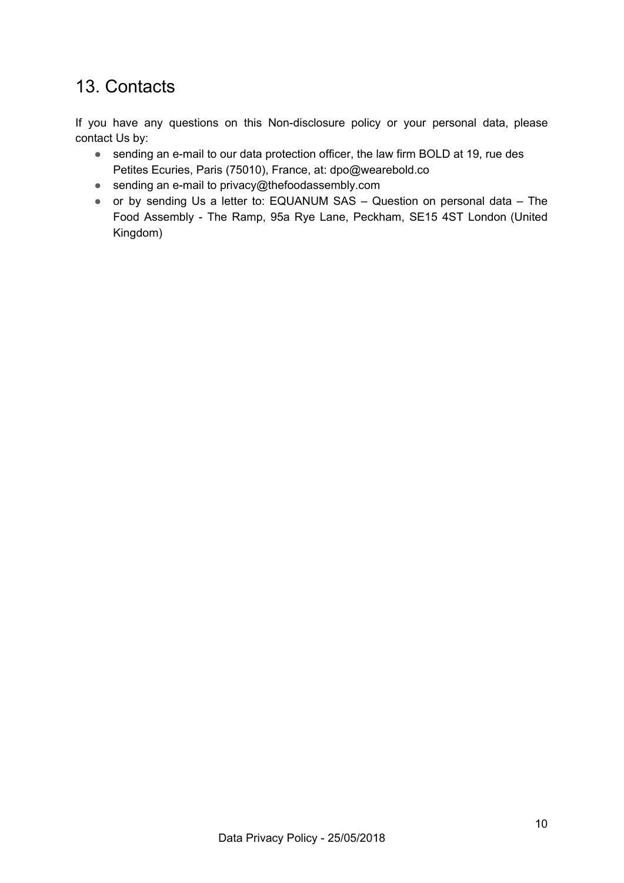## 13. Contacts

If you have any questions on this Non-disclosure policy or your personal data, please contact Us by:

- sending an e-mail to our data protection officer, the law firm BOLD at 19, rue des Petites Ecuries, Paris (75010), France, at: dpo@wearebold.co
- sending an e-mail to privacy@thefoodassembly.com
- or by sending Us a letter to: EQUANUM SAS – Question on personal data – The Food Assembly - The Ramp, 95a Rye Lane, Peckham, SE15 4ST London (United Kingdom)